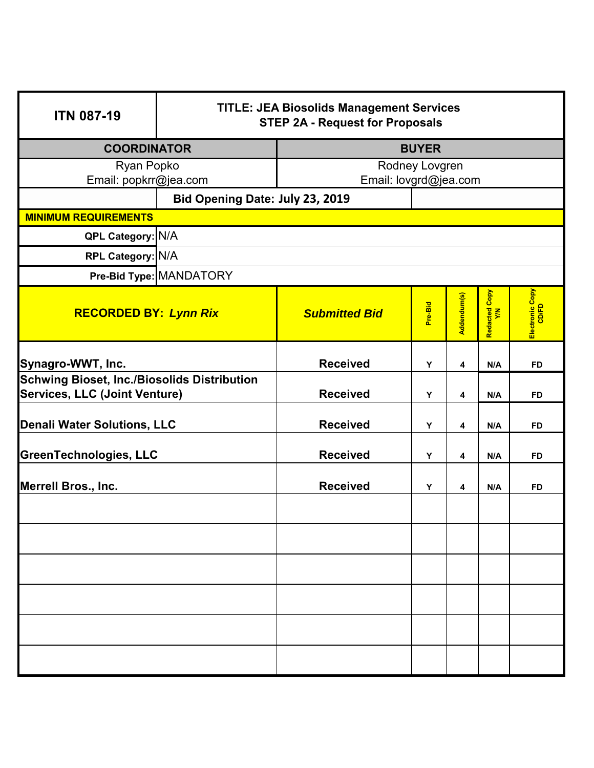| ITN 087-19 | TITLE: JEA Biosolids Management Services<br>STEP 2A - Request for Proposals | | | | |
|---|---|---|---|---|---|
| **COORDINATOR** | | **BUYER** | | | |
| Ryan Popko<br>Email: popkrr@jea.com | | Rodney Lovgren<br>Email: lovgrd@jea.com | | | |
| | **Bid Opening Date: July 23, 2019** | | | | |
| **MINIMUM REQUIREMENTS** | | | | | |
| **QPL Category:** | N/A | | | | |
| **RPL Category:** | N/A | | | | |
| **Pre-Bid Type:** | MANDATORY | | | | |

| **RECORDED BY:** ***Lynn Rix*** | ***Submitted Bid*** | **Pre-Bid** | **Addendum(s)** | **Redacted Copy Y/N** | **Electronic Copy CD/FD** |
|---|---|---|---|---|---|
| **Synagro-WWT, Inc.** | **Received** | Y | 4 | N/A | FD |
| **Schwing Bioset, Inc./Biosolids Distribution Services, LLC (Joint Venture)** | **Received** | Y | 4 | N/A | FD |
| **Denali Water Solutions, LLC** | **Received** | Y | 4 | N/A | FD |
| **GreenTechnologies, LLC** | **Received** | Y | 4 | N/A | FD |
| **Merrell Bros., Inc.** | **Received** | Y | 4 | N/A | FD |
| | | | | | |
| | | | | | |
| | | | | | |
| | | | | | |
| | | | | | |
| | | | | | |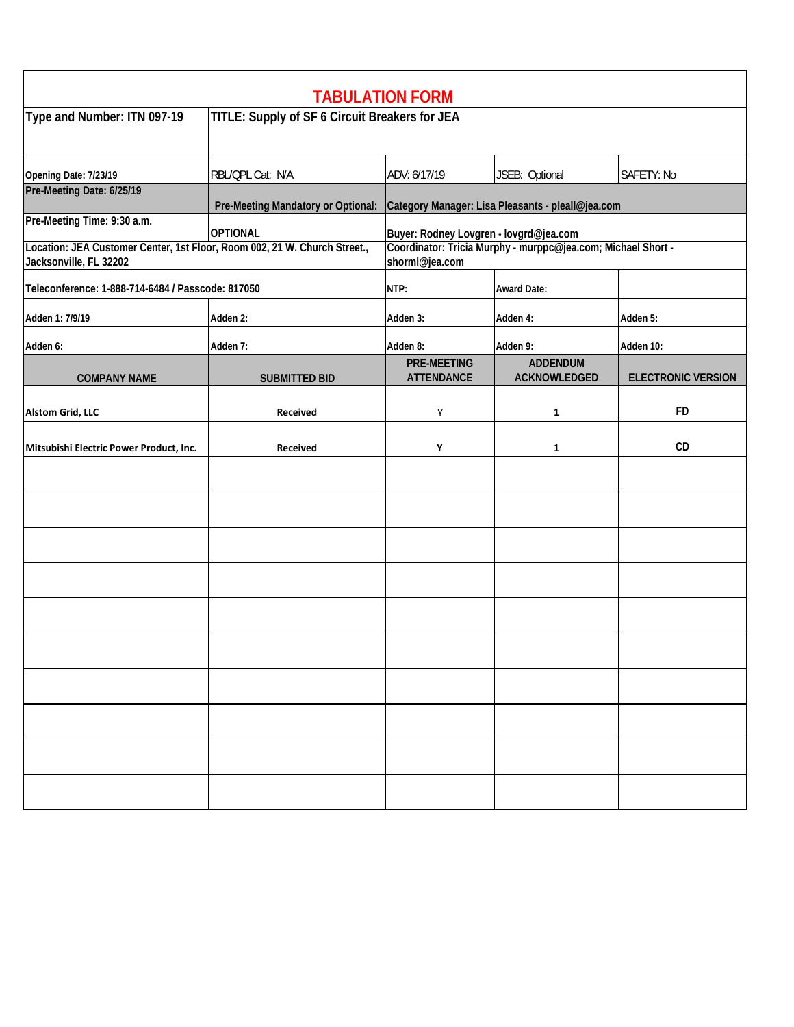# TABULATION FORM

| Type and Number: ITN 097-19 | TITLE: Supply of SF 6 Circuit Breakers for JEA | | | |
|---|---|---|---|---|
| Opening Date: 7/23/19 | RBL/QPL Cat: N/A | ADV: 6/17/19 | JSEB: Optional | SAFETY: No |
| Pre-Meeting Date: 6/25/19 | Pre-Meeting Mandatory or Optional: | Category Manager: Lisa Pleasants - pleall@jea.com | | |
| Pre-Meeting Time: 9:30 a.m. | OPTIONAL | Buyer: Rodney Lovgren - lovgrd@jea.com | | |
| Location: JEA Customer Center, 1st Floor, Room 002, 21 W. Church Street., Jacksonville, FL 32202 | | Coordinator: Tricia Murphy - murppc@jea.com; Michael Short - shorml@jea.com | | |
| Teleconference: 1-888-714-6484 / Passcode: 817050 | | NTP: | Award Date: | |
| Adden 1: 7/9/19 | Adden 2: | Adden 3: | Adden 4: | Adden 5: |
| Adden 6: | Adden 7: | Adden 8: | Adden 9: | Adden 10: |
| **COMPANY NAME** | **SUBMITTED BID** | **PRE-MEETING ATTENDANCE** | **ADDENDUM ACKNOWLEDGED** | **ELECTRONIC VERSION** |
| Alstom Grid, LLC | Received | Y | 1 | FD |
| Mitsubishi Electric Power Product, Inc. | Received | Y | 1 | CD |
| | | | | |
| | | | | |
| | | | | |
| | | | | |
| | | | | |
| | | | | |
| | | | | |
| | | | | |
| | | | | |
| | | | | |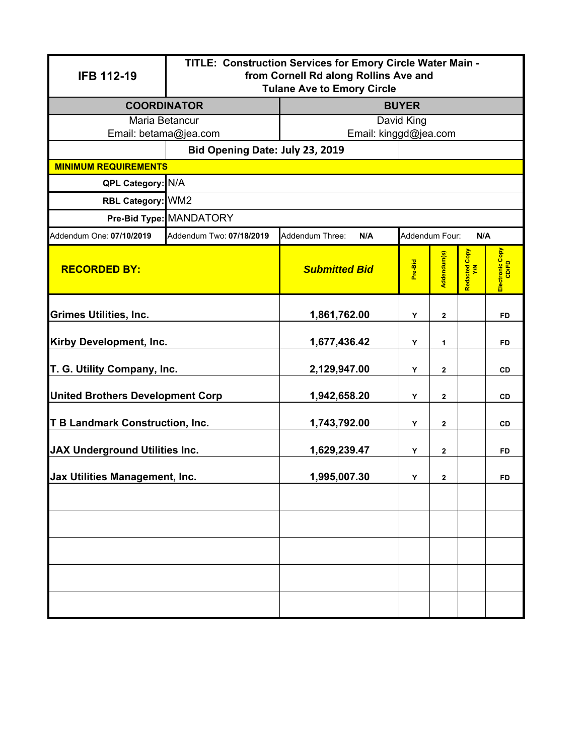| IFB 112-19 | TITLE: Construction Services for Emory Circle Water Main - from Cornell Rd along Rollins Ave and Tulane Ave to Emory Circle | | | | | |
|---|---|---|---|---|---|---|
| **COORDINATOR** | | **BUYER** | | | | |
| Maria Betancur<br>Email: betama@jea.com | | David King<br>Email: kinggd@jea.com | | | | |
| | **Bid Opening Date: July 23, 2019** | | | | | |
| **MINIMUM REQUIREMENTS** | | | | | | |
| **QPL Category:** | N/A | | | | | |
| **RBL Category:** | WM2 | | | | | |
| **Pre-Bid Type:** | MANDATORY | | | | | |
| Addendum One: **07/10/2019** | Addendum Two: **07/18/2019** | Addendum Three: **N/A** | Addendum Four: **N/A** | | | |
| **RECORDED BY:** | | ***Submitted Bid*** | **Pre-Bid** | **Addendum(s)** | **Redacted Copy Y/N** | **Electronic Copy CD/FD** |
| **Grimes Utilities, Inc.** | | **1,861,762.00** | **Y** | **2** | | **FD** |
| **Kirby Development, Inc.** | | **1,677,436.42** | **Y** | **1** | | **FD** |
| **T. G. Utility Company, Inc.** | | **2,129,947.00** | **Y** | **2** | | **CD** |
| **United Brothers Development Corp** | | **1,942,658.20** | **Y** | **2** | | **CD** |
| **T B Landmark Construction, Inc.** | | **1,743,792.00** | **Y** | **2** | | **CD** |
| **JAX Underground Utilities Inc.** | | **1,629,239.47** | **Y** | **2** | | **FD** |
| **Jax Utilities Management, Inc.** | | **1,995,007.30** | **Y** | **2** | | **FD** |
| | | | | | | |
| | | | | | | |
| | | | | | | |
| | | | | | | |
| | | | | | | |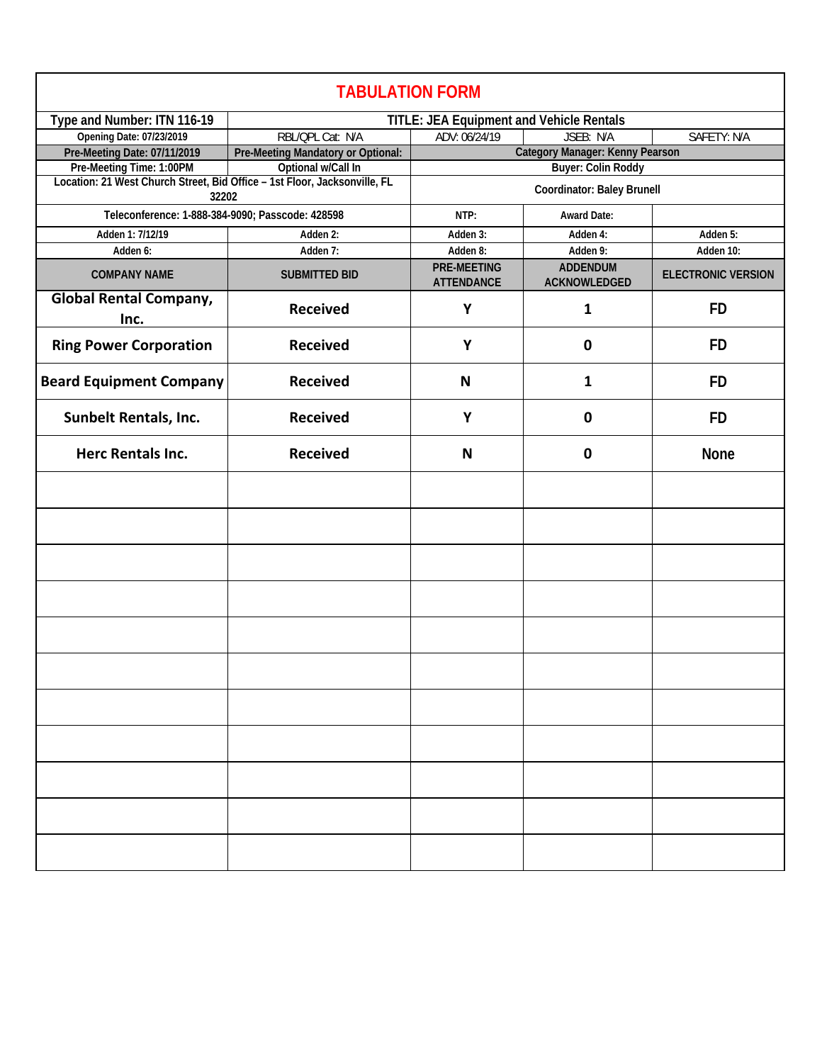# TABULATION FORM

| | | | | |
|---|---|---|---|---|
| Type and Number: ITN 116-19 | TITLE: JEA Equipment and Vehicle Rentals | | | |
| Opening Date: 07/23/2019 | RBL/QPL Cat: N/A | ADV: 06/24/19 | JSEB: N/A | SAFETY: N/A |
| Pre-Meeting Date: 07/11/2019 | Pre-Meeting Mandatory or Optional: | Category Manager: Kenny Pearson | | |
| Pre-Meeting Time: 1:00PM | Optional w/Call In | Buyer: Colin Roddy | | |
| Location: 21 West Church Street, Bid Office – 1st Floor, Jacksonville, FL 32202 | | Coordinator: Baley Brunell | | |
| Teleconference: 1-888-384-9090; Passcode: 428598 | | NTP: | Award Date: | |
| Adden 1: 7/12/19 | Adden 2: | Adden 3: | Adden 4: | Adden 5: |
| Adden 6: | Adden 7: | Adden 8: | Adden 9: | Adden 10: |
| **COMPANY NAME** | **SUBMITTED BID** | **PRE-MEETING ATTENDANCE** | **ADDENDUM ACKNOWLEDGED** | **ELECTRONIC VERSION** |
| Global Rental Company, Inc. | Received | Y | 1 | FD |
| Ring Power Corporation | Received | Y | 0 | FD |
| Beard Equipment Company | Received | N | 1 | FD |
| Sunbelt Rentals, Inc. | Received | Y | 0 | FD |
| Herc Rentals Inc. | Received | N | 0 | None |
| | | | | |
| | | | | |
| | | | | |
| | | | | |
| | | | | |
| | | | | |
| | | | | |
| | | | | |
| | | | | |
| | | | | |
| | | | | |